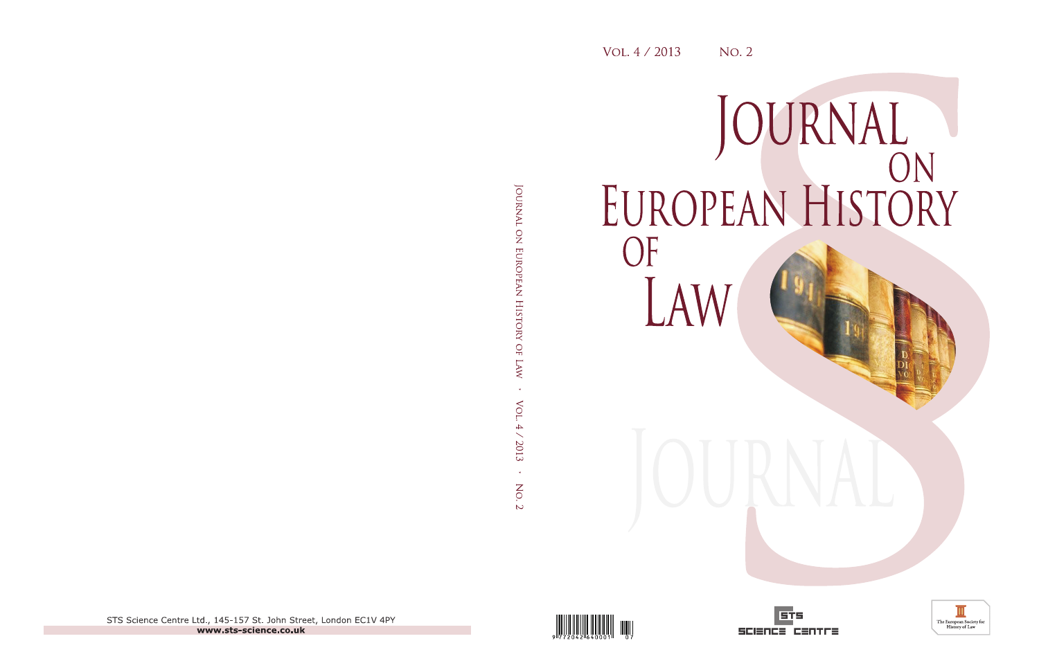Vol. 4 / 2013 No. 2

# Journal on European History of Law

Journal on European History of Law · Vol. 4 / 2013 · No. 2

STS Science Centre Ltd., 145-157 St. John Street, London EC1V 4PY

**www.sts-science.co.uk**

STS Science Centre

The European Society for History of Law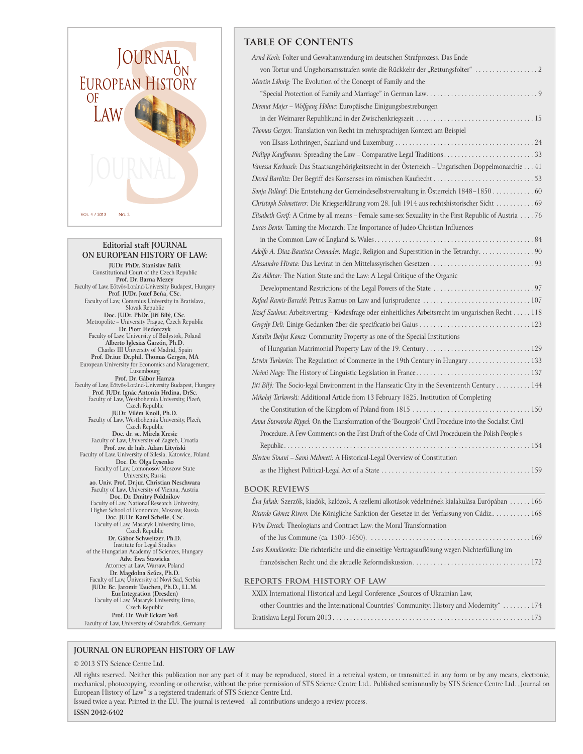# JOURNAL ON EUROPEAN HISTORY OF LAW

Vol. 4 / 2013 No. 2

## Editorial staff JOURNAL ON EUROPEAN HISTORY OF LAW:

**JUDr. PhDr. Stanislav Balík**
Constitutional Court of the Czech Republic
**Prof. Dr. Barna Mezey**
Faculty of Law, Eötvös-Loránd-University Budapest, Hungary
**Prof. JUDr. Jozef Beňa, CSc.**
Faculty of Law, Comenius University in Bratislava, Slovak Republic
**Doc. JUDr. PhDr. Jiří Bílý, CSc.**
Metropolite – University Prague, Czech Republic
**Dr. Piotr Fiedorczyk**
Faculty of Law, University of Białystok, Poland
**Alberto Iglesias Garzón, Ph.D.**
Charles III University of Madrid, Spain
**Prof. Dr.iur. Dr.phil. Thomas Gergen, MA**
European University for Economics and Management, Luxembourg
**Prof. Dr. Gábor Hamza**
Faculty of Law, Eötvös-Loránd-University Budapest, Hungary
**Prof. JUDr. Ignác Antonín Hrdina, DrSc.**
Faculty of Law, Westbohemia University, Plzeň, Czech Republic
**JUDr. Vilém Knoll, Ph.D.**
Faculty of Law, Westbohemia University, Plzeň, Czech Republic
**Doc. dr. sc. Mirela Kresic**
Faculty of Law, University of Zagreb, Croatia
**Prof. zw. dr hab. Adam Lityński**
Faculty of Law, University of Silesia, Katowice, Poland
**Doc. Dr. Olga Lysenko**
Faculty of Law, Lomonosov Moscow State University, Russia
**ao. Univ. Prof. Dr.jur. Christian Neschwara**
Faculty of Law, University of Vienna, Austria
**Doc. Dr. Dmitry Poldnikov**
Faculty of Law, National Research University, Higher School of Economics, Moscow, Russia
**Doc. JUDr. Karel Schelle, CSc.**
Faculty of Law, Masaryk University, Brno, Czech Republic
**Dr. Gábor Schweitzer, Ph.D.**
Institute for Legal Studies of the Hungarian Academy of Sciences, Hungary
**Adw. Ewa Stawicka**
Attorney at Law, Warsaw, Poland
**Dr. Magdolna Szűcs, Ph.D.**
Faculty of Law, University of Novi Sad, Serbia
**JUDr. Bc. Jaromír Tauchen, Ph.D., LL.M. Eur.Integration (Dresden)**
Faculty of Law, Masaryk University, Brno, Czech Republic
**Prof. Dr. Wulf Eckart Voß**
Faculty of Law, University of Osnabrück, Germany

## TABLE OF CONTENTS

*Arnd Koch:* Folter und Gewaltanwendung im deutschen Strafprozess. Das Ende von Tortur und Ungehorsamsstrafen sowie die Rückkehr der „Rettungsfolter" . . . 2
*Martin Löhnig:* The Evolution of the Concept of Family and the "Special Protection of Family and Marriage" in German Law . . . 9
*Diemut Majer – Wolfgang Höhne:* Europäische Einigungsbestrebungen in der Weimarer Republikund in der Zwischenkriegszeit . . . 15
*Thomas Gergen:* Translation von Recht im mehrsprachigen Kontext am Beispiel von Elsass-Lothringen, Saarland und Luxemburg . . . 24
*Philipp Kauffmann:* Spreading the Law – Comparative Legal Traditions . . . 33
*Vanessa Kerbusch:* Das Staatsangehörigkeitsrecht in der Österreich – Ungarischen Doppelmonarchie . . . 41
*David Bartlitz:* Der Begriff des Konsenses im römischen Kaufrecht . . . 53
*Sonja Pallauf:* Die Entstehung der Gemeindeselbstverwaltung in Österreich 1848–1850 . . . 60
*Christoph Schmetterer:* Die Kriegserklärung vom 28. Juli 1914 aus rechtshistorischer Sicht . . . 69
*Elisabeth Greif:* A Crime by all means – Female same-sex Sexuality in the First Republic of Austria . . . 76
*Lucas Bento:* Taming the Monarch: The Importance of Judeo-Christian Influences in the Common Law of England & Wales . . . 84
*Adolfo A. Díaz-Bautista Cremades:* Magic, Religion and Superstition in the Tetrarchy . . . 90
*Alessandro Hirata:* Das Levirat in den Mittelassyrischen Gesetzen . . . 93
*Zia Akhtar:* The Nation State and the Law: A Legal Critique of the Organic Developmentand Restrictions of the Legal Powers of the State . . . 97
*Rafael Ramis-Barceló:* Petrus Ramus on Law and Jurisprudence . . . 107
*József Szalma:* Arbeitsvertrag – Kodexfrage oder einheitliches Arbeitsrecht im ungarischen Recht . . . 118
*Gergely Deli:* Einige Gedanken über die *specificatio* bei Gaius . . . 123
*Katalin Ibolya Koncz:* Community Property as one of the Special Institutions of Hungarian Matrimonial Property Law of the 19. Century . . . 129
*István Turkovics:* The Regulation of Commerce in the 19th Century in Hungary . . . 133
*Noémi Nagy:* The History of Linguistic Legislation in France . . . 137
*Jiří Bílý:* The Socio-legal Environment in the Hanseatic City in the Seventeenth Century . . . 144
*Mikołaj Tarkowski:* Additional Article from 13 February 1825. Institution of Completing the Constitution of the Kingdom of Poland from 1815 . . . 150
*Anna Stawarska-Rippel:* On the Transformation of the 'Bourgeois' Civil Procedure into the Socialist Civil Procedure. A Few Comments on the First Draft of the Code of Civil Procedurein the Polish People's Republic . . . 154
*Blerton Sinani – Sami Mehmeti:* A Historical-Legal Overview of Constitution as the Highest Political-Legal Act of a State . . . 159

### BOOK REVIEWS

*Éva Jakab:* Szerzők, kiadók, kalózok. A szellemi alkotások védelmének kialakulása Európában . . . 166
*Ricardo Gómez Rivero:* Die Königliche Sanktion der Gesetze in der Verfassung von Cádiz. . . . 168
*Wim Decock:* Theologians and Contract Law: the Moral Transformation of the Ius Commune (ca. 1500-1650). . . . 169
*Lars Konukiewitz:* Die richterliche und die einseitige Vertragsauflösung wegen Nichterfüllung im französischen Recht und die aktuelle Reformdiskussion . . . 172

### REPORTS FROM HISTORY OF LAW

XXIX International Historical and Legal Conference „Sources of Ukrainian Law, other Countries and the International Countries' Community: History and Modernity" . . . 174
Bratislava Legal Forum 2013 . . . 175

---

**JOURNAL ON EUROPEAN HISTORY OF LAW**

© 2013 STS Science Centre Ltd.

All rights reserved. Neither this publication nor any part of it may be reproduced, stored in a retreival system, or transmitted in any form or by any means, electronic, mechanical, photocopying, recording or otherwise, without the prior permission of STS Science Centre Ltd.. Published semiannually by STS Science Centre Ltd. „Journal on European History of Law" is a registered trademark of STS Science Centre Ltd.

Issued twice a year. Printed in the EU. The journal is reviewed - all contributions undergo a review process.

**ISSN 2042-6402**